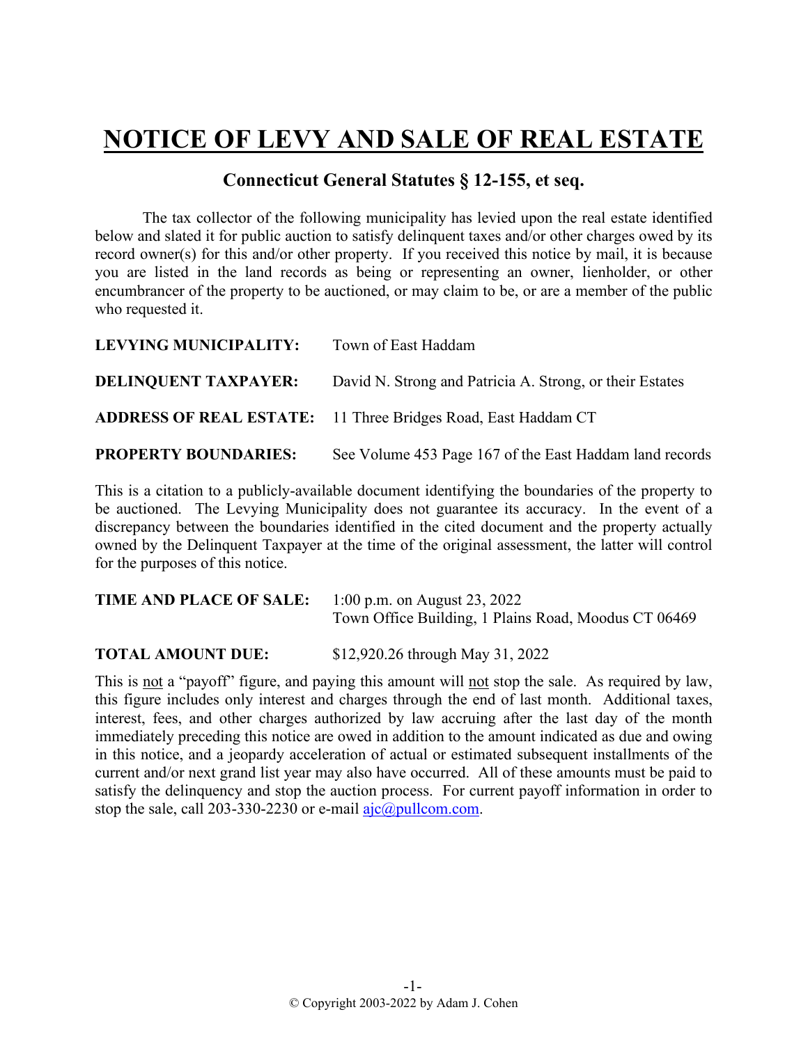# NOTICE OF LEVY AND SALE OF REAL ESTATE

## Connecticut General Statutes § 12-155, et seq.

The tax collector of the following municipality has levied upon the real estate identified below and slated it for public auction to satisfy delinquent taxes and/or other charges owed by its record owner(s) for this and/or other property. If you received this notice by mail, it is because you are listed in the land records as being or representing an owner, lienholder, or other encumbrancer of the property to be auctioned, or may claim to be, or are a member of the public who requested it.

**LEVYING MUNICIPALITY:** Town of East Haddam

**DELINQUENT TAXPAYER:** David N. Strong and Patricia A. Strong, or their Estates

**ADDRESS OF REAL ESTATE:** 11 Three Bridges Road, East Haddam CT

**PROPERTY BOUNDARIES:** See Volume 453 Page 167 of the East Haddam land records

This is a citation to a publicly-available document identifying the boundaries of the property to be auctioned. The Levying Municipality does not guarantee its accuracy. In the event of a discrepancy between the boundaries identified in the cited document and the property actually owned by the Delinquent Taxpayer at the time of the original assessment, the latter will control for the purposes of this notice.

**TIME AND PLACE OF SALE:** 1:00 p.m. on August 23, 2022
Town Office Building, 1 Plains Road, Moodus CT 06469

**TOTAL AMOUNT DUE:** $12,920.26 through May 31, 2022

This is not a "payoff" figure, and paying this amount will not stop the sale. As required by law, this figure includes only interest and charges through the end of last month. Additional taxes, interest, fees, and other charges authorized by law accruing after the last day of the month immediately preceding this notice are owed in addition to the amount indicated as due and owing in this notice, and a jeopardy acceleration of actual or estimated subsequent installments of the current and/or next grand list year may also have occurred. All of these amounts must be paid to satisfy the delinquency and stop the auction process. For current payoff information in order to stop the sale, call 203-330-2230 or e-mail ajc@pullcom.com.

© Copyright 2003-2022 by Adam J. Cohen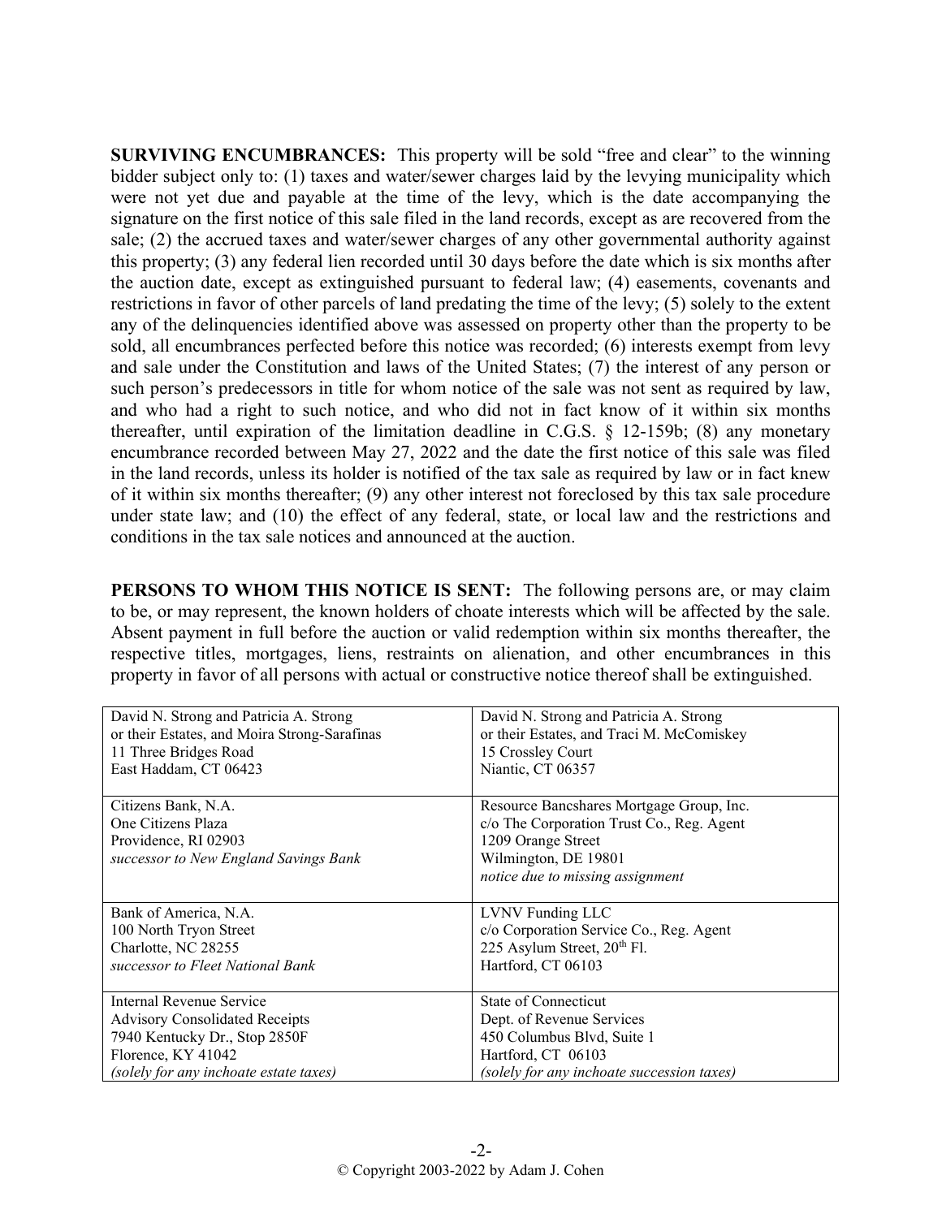**SURVIVING ENCUMBRANCES:** This property will be sold "free and clear" to the winning bidder subject only to: (1) taxes and water/sewer charges laid by the levying municipality which were not yet due and payable at the time of the levy, which is the date accompanying the signature on the first notice of this sale filed in the land records, except as are recovered from the sale; (2) the accrued taxes and water/sewer charges of any other governmental authority against this property; (3) any federal lien recorded until 30 days before the date which is six months after the auction date, except as extinguished pursuant to federal law; (4) easements, covenants and restrictions in favor of other parcels of land predating the time of the levy; (5) solely to the extent any of the delinquencies identified above was assessed on property other than the property to be sold, all encumbrances perfected before this notice was recorded; (6) interests exempt from levy and sale under the Constitution and laws of the United States; (7) the interest of any person or such person's predecessors in title for whom notice of the sale was not sent as required by law, and who had a right to such notice, and who did not in fact know of it within six months thereafter, until expiration of the limitation deadline in C.G.S. § 12-159b; (8) any monetary encumbrance recorded between May 27, 2022 and the date the first notice of this sale was filed in the land records, unless its holder is notified of the tax sale as required by law or in fact knew of it within six months thereafter; (9) any other interest not foreclosed by this tax sale procedure under state law; and (10) the effect of any federal, state, or local law and the restrictions and conditions in the tax sale notices and announced at the auction.

**PERSONS TO WHOM THIS NOTICE IS SENT:** The following persons are, or may claim to be, or may represent, the known holders of choate interests which will be affected by the sale. Absent payment in full before the auction or valid redemption within six months thereafter, the respective titles, mortgages, liens, restraints on alienation, and other encumbrances in this property in favor of all persons with actual or constructive notice thereof shall be extinguished.

| | |
|---|---|
| David N. Strong and Patricia A. Strong<br>or their Estates, and Moira Strong-Sarafinas<br>11 Three Bridges Road<br>East Haddam, CT 06423 | David N. Strong and Patricia A. Strong<br>or their Estates, and Traci M. McComiskey<br>15 Crossley Court<br>Niantic, CT 06357 |
| Citizens Bank, N.A.<br>One Citizens Plaza<br>Providence, RI 02903<br>*successor to New England Savings Bank* | Resource Bancshares Mortgage Group, Inc.<br>c/o The Corporation Trust Co., Reg. Agent<br>1209 Orange Street<br>Wilmington, DE 19801<br>*notice due to missing assignment* |
| Bank of America, N.A.<br>100 North Tryon Street<br>Charlotte, NC 28255<br>*successor to Fleet National Bank* | LVNV Funding LLC<br>c/o Corporation Service Co., Reg. Agent<br>225 Asylum Street, 20th Fl.<br>Hartford, CT 06103 |
| Internal Revenue Service<br>Advisory Consolidated Receipts<br>7940 Kentucky Dr., Stop 2850F<br>Florence, KY 41042<br>*(solely for any inchoate estate taxes)* | State of Connecticut<br>Dept. of Revenue Services<br>450 Columbus Blvd, Suite 1<br>Hartford, CT 06103<br>*(solely for any inchoate succession taxes)* |

© Copyright 2003-2022 by Adam J. Cohen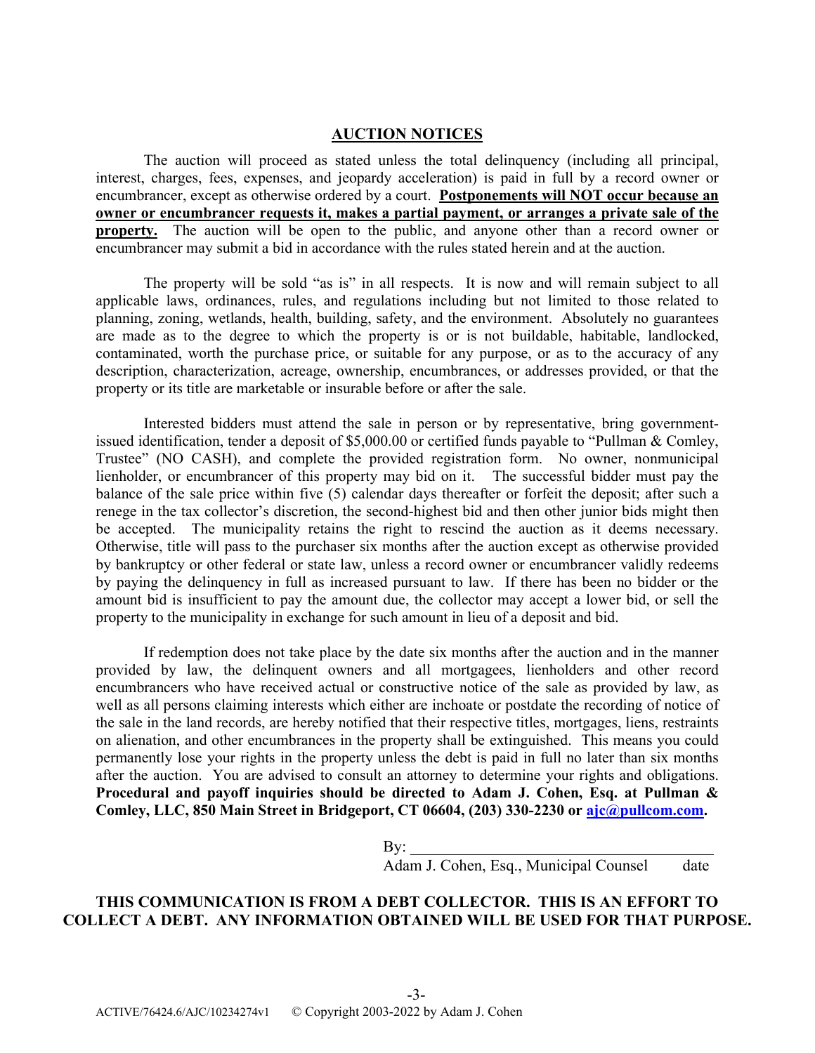## AUCTION NOTICES

The auction will proceed as stated unless the total delinquency (including all principal, interest, charges, fees, expenses, and jeopardy acceleration) is paid in full by a record owner or encumbrancer, except as otherwise ordered by a court. **Postponements will NOT occur because an owner or encumbrancer requests it, makes a partial payment, or arranges a private sale of the property.** The auction will be open to the public, and anyone other than a record owner or encumbrancer may submit a bid in accordance with the rules stated herein and at the auction.

The property will be sold "as is" in all respects. It is now and will remain subject to all applicable laws, ordinances, rules, and regulations including but not limited to those related to planning, zoning, wetlands, health, building, safety, and the environment. Absolutely no guarantees are made as to the degree to which the property is or is not buildable, habitable, landlocked, contaminated, worth the purchase price, or suitable for any purpose, or as to the accuracy of any description, characterization, acreage, ownership, encumbrances, or addresses provided, or that the property or its title are marketable or insurable before or after the sale.

Interested bidders must attend the sale in person or by representative, bring government-issued identification, tender a deposit of $5,000.00 or certified funds payable to "Pullman & Comley, Trustee" (NO CASH), and complete the provided registration form. No owner, nonmunicipal lienholder, or encumbrancer of this property may bid on it. The successful bidder must pay the balance of the sale price within five (5) calendar days thereafter or forfeit the deposit; after such a renege in the tax collector's discretion, the second-highest bid and then other junior bids might then be accepted. The municipality retains the right to rescind the auction as it deems necessary. Otherwise, title will pass to the purchaser six months after the auction except as otherwise provided by bankruptcy or other federal or state law, unless a record owner or encumbrancer validly redeems by paying the delinquency in full as increased pursuant to law. If there has been no bidder or the amount bid is insufficient to pay the amount due, the collector may accept a lower bid, or sell the property to the municipality in exchange for such amount in lieu of a deposit and bid.

If redemption does not take place by the date six months after the auction and in the manner provided by law, the delinquent owners and all mortgagees, lienholders and other record encumbrancers who have received actual or constructive notice of the sale as provided by law, as well as all persons claiming interests which either are inchoate or postdate the recording of notice of the sale in the land records, are hereby notified that their respective titles, mortgages, liens, restraints on alienation, and other encumbrances in the property shall be extinguished. This means you could permanently lose your rights in the property unless the debt is paid in full no later than six months after the auction. You are advised to consult an attorney to determine your rights and obligations. **Procedural and payoff inquiries should be directed to Adam J. Cohen, Esq. at Pullman & Comley, LLC, 850 Main Street in Bridgeport, CT 06604, (203) 330-2230 or ajc@pullcom.com.**

By: ____________________________________

Adam J. Cohen, Esq., Municipal Counsel date

**THIS COMMUNICATION IS FROM A DEBT COLLECTOR. THIS IS AN EFFORT TO COLLECT A DEBT. ANY INFORMATION OBTAINED WILL BE USED FOR THAT PURPOSE.**

ACTIVE/76424.6/AJC/10234274v1 © Copyright 2003-2022 by Adam J. Cohen